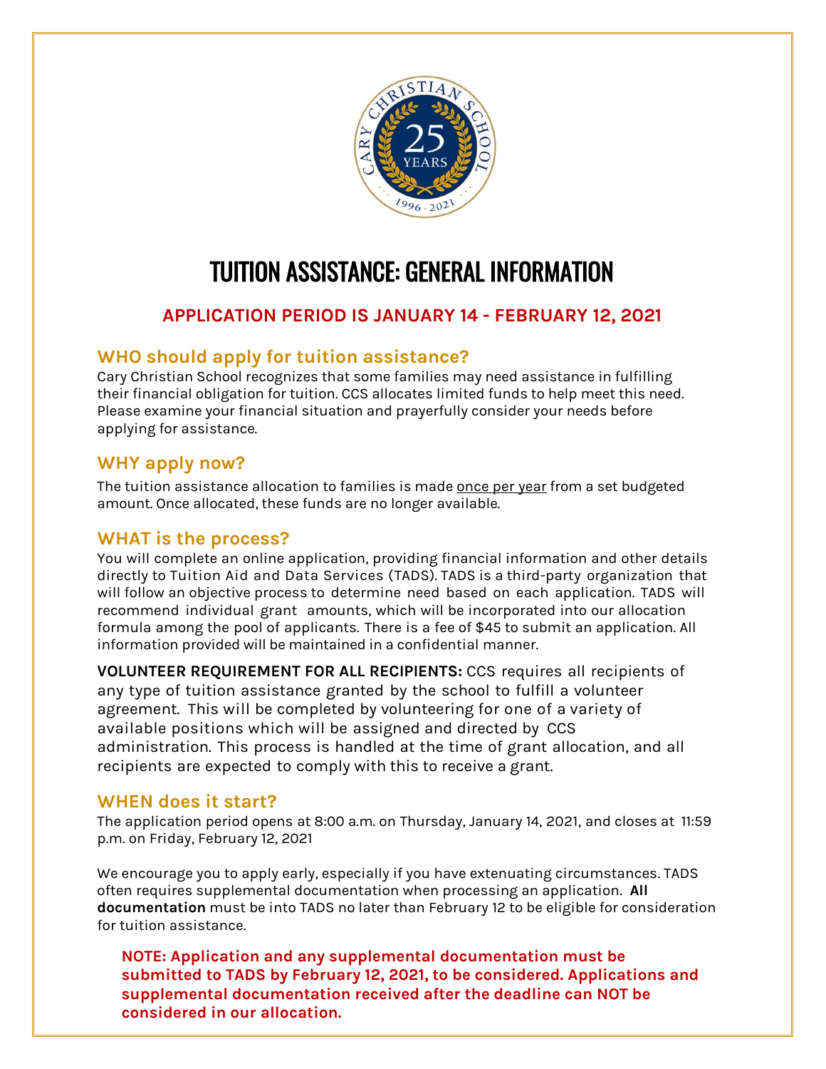# TUITION ASSISTANCE: GENERAL INFORMATION

**APPLICATION PERIOD IS JANUARY 14 - FEBRUARY 12, 2021**

## WHO should apply for tuition assistance?

Cary Christian School recognizes that some families may need assistance in fulfilling their financial obligation for tuition. CCS allocates limited funds to help meet this need. Please examine your financial situation and prayerfully consider your needs before applying for assistance.

## WHY apply now?

The tuition assistance allocation to families is made once per year from a set budgeted amount. Once allocated, these funds are no longer available.

## WHAT is the process?

You will complete an online application, providing financial information and other details directly to Tuition Aid and Data Services (TADS). TADS is a third-party organization that will follow an objective process to determine need based on each application. TADS will recommend individual grant amounts, which will be incorporated into our allocation formula among the pool of applicants. There is a fee of $45 to submit an application. All information provided will be maintained in a confidential manner.

**VOLUNTEER REQUIREMENT FOR ALL RECIPIENTS:** CCS requires all recipients of any type of tuition assistance granted by the school to fulfill a volunteer agreement. This will be completed by volunteering for one of a variety of available positions which will be assigned and directed by CCS administration. This process is handled at the time of grant allocation, and all recipients are expected to comply with this to receive a grant.

## WHEN does it start?

The application period opens at 8:00 a.m. on Thursday, January 14, 2021, and closes at 11:59 p.m. on Friday, February 12, 2021

We encourage you to apply early, especially if you have extenuating circumstances. TADS often requires supplemental documentation when processing an application. **All documentation** must be into TADS no later than February 12 to be eligible for consideration for tuition assistance.

**NOTE: Application and any supplemental documentation must be submitted to TADS by February 12, 2021, to be considered. Applications and supplemental documentation received after the deadline can NOT be considered in our allocation.**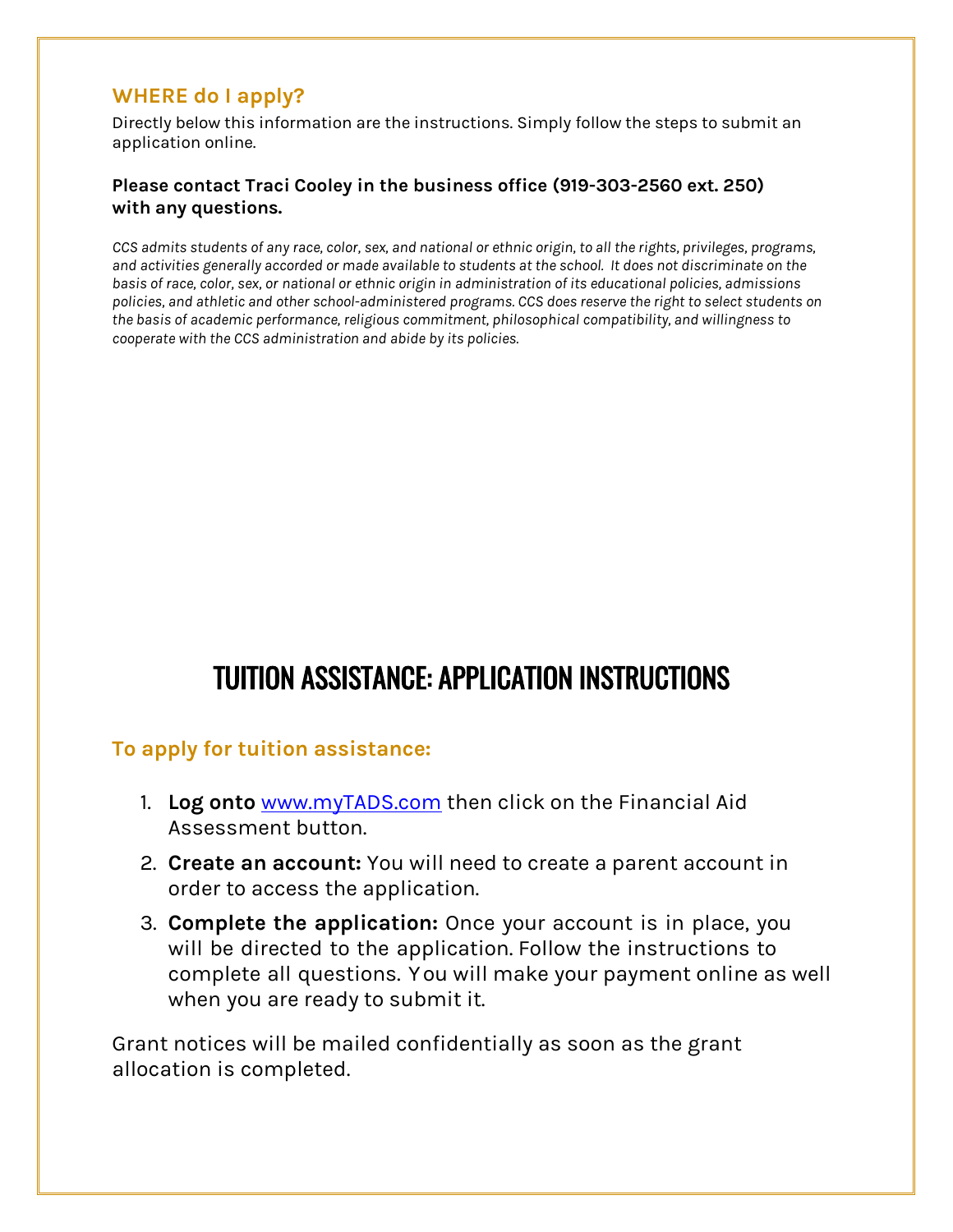### WHERE do I apply?

Directly below this information are the instructions. Simply follow the steps to submit an application online.

**Please contact Traci Cooley in the business office (919-303-2560 ext. 250) with any questions.**

*CCS admits students of any race, color, sex, and national or ethnic origin, to all the rights, privileges, programs, and activities generally accorded or made available to students at the school. It does not discriminate on the basis of race, color, sex, or national or ethnic origin in administration of its educational policies, admissions policies, and athletic and other school-administered programs. CCS does reserve the right to select students on the basis of academic performance, religious commitment, philosophical compatibility, and willingness to cooperate with the CCS administration and abide by its policies.*

# TUITION ASSISTANCE: APPLICATION INSTRUCTIONS

### To apply for tuition assistance:

1. **Log onto** www.myTADS.com then click on the Financial Aid Assessment button.
2. **Create an account:** You will need to create a parent account in order to access the application.
3. **Complete the application:** Once your account is in place, you will be directed to the application. Follow the instructions to complete all questions. You will make your payment online as well when you are ready to submit it.

Grant notices will be mailed confidentially as soon as the grant allocation is completed.